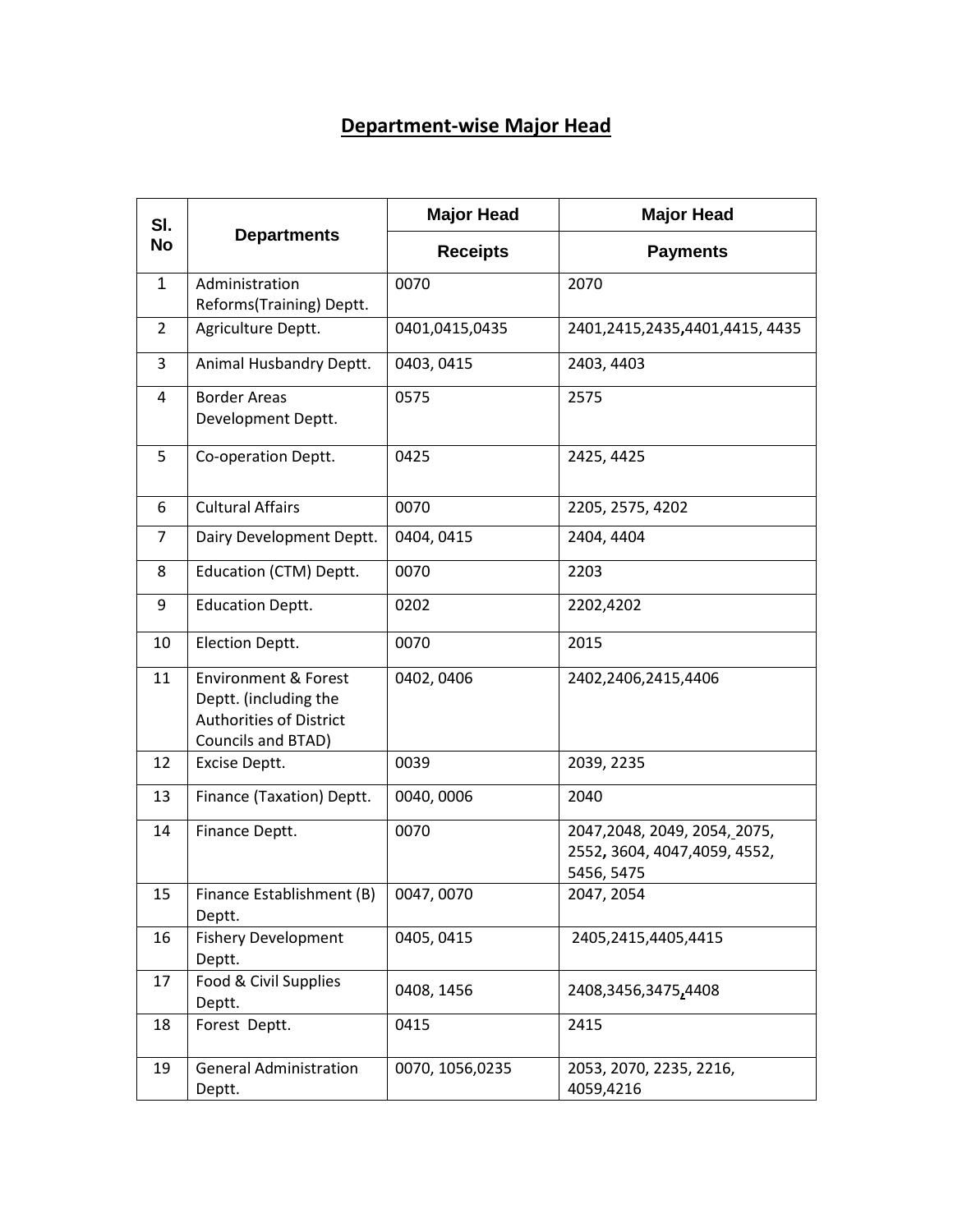# Department-wise Major Head

| Sl. No | Departments | Major Head | Major Head |
|---|---|---|---|
| | | Receipts | Payments |
| 1 | Administration Reforms(Training) Deptt. | 0070 | 2070 |
| 2 | Agriculture Deptt. | 0401,0415,0435 | 2401,2415,2435,4401,4415, 4435 |
| 3 | Animal Husbandry Deptt. | 0403, 0415 | 2403, 4403 |
| 4 | Border Areas Development Deptt. | 0575 | 2575 |
| 5 | Co-operation Deptt. | 0425 | 2425, 4425 |
| 6 | Cultural Affairs | 0070 | 2205, 2575, 4202 |
| 7 | Dairy Development Deptt. | 0404, 0415 | 2404, 4404 |
| 8 | Education (CTM) Deptt. | 0070 | 2203 |
| 9 | Education Deptt. | 0202 | 2202,4202 |
| 10 | Election Deptt. | 0070 | 2015 |
| 11 | Environment & Forest Deptt. (including the Authorities of District Councils and BTAD) | 0402, 0406 | 2402,2406,2415,4406 |
| 12 | Excise Deptt. | 0039 | 2039, 2235 |
| 13 | Finance (Taxation) Deptt. | 0040, 0006 | 2040 |
| 14 | Finance Deptt. | 0070 | 2047,2048, 2049, 2054, 2075, 2552, 3604, 4047,4059, 4552, 5456, 5475 |
| 15 | Finance Establishment (B) Deptt. | 0047, 0070 | 2047, 2054 |
| 16 | Fishery Development Deptt. | 0405, 0415 | 2405,2415,4405,4415 |
| 17 | Food & Civil Supplies Deptt. | 0408, 1456 | 2408,3456,3475,4408 |
| 18 | Forest Deptt. | 0415 | 2415 |
| 19 | General Administration Deptt. | 0070, 1056,0235 | 2053, 2070, 2235, 2216, 4059,4216 |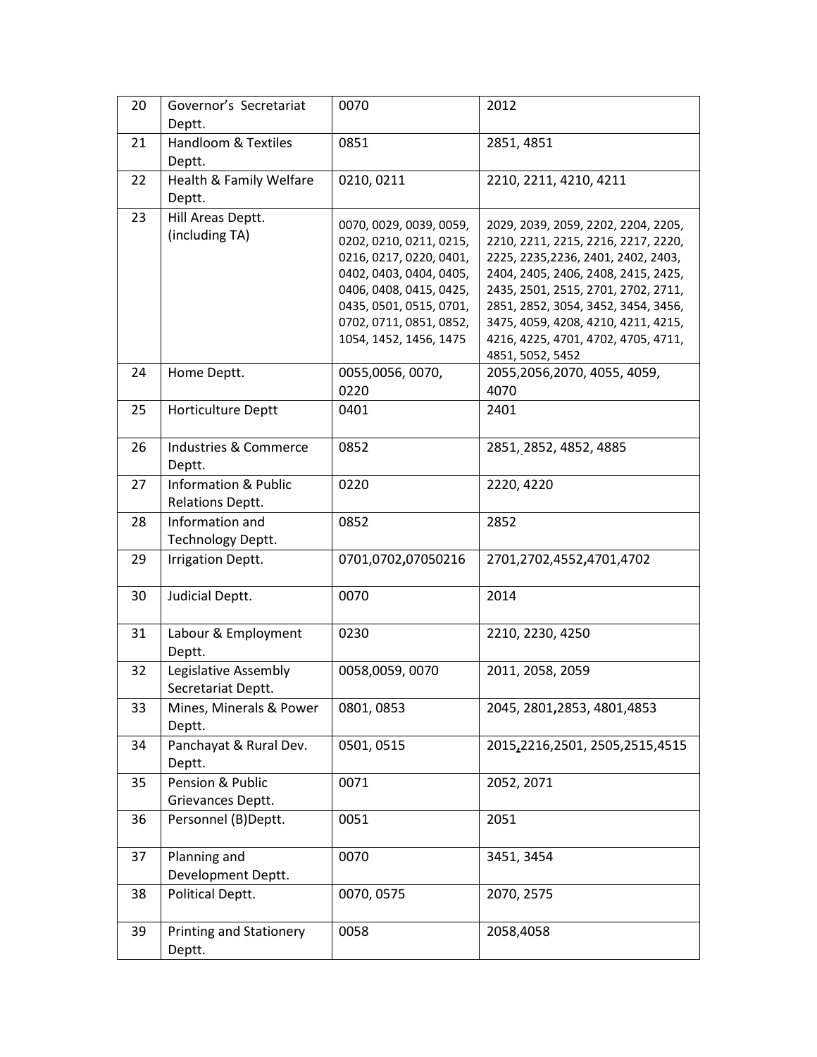| 20 | Governor's Secretariat Deptt. | 0070 | 2012 |
|---|---|---|---|
| 21 | Handloom & Textiles Deptt. | 0851 | 2851, 4851 |
| 22 | Health & Family Welfare Deptt. | 0210, 0211 | 2210, 2211, 4210, 4211 |
| 23 | Hill Areas Deptt. (including TA) | 0070, 0029, 0039, 0059, 0202, 0210, 0211, 0215, 0216, 0217, 0220, 0401, 0402, 0403, 0404, 0405, 0406, 0408, 0415, 0425, 0435, 0501, 0515, 0701, 0702, 0711, 0851, 0852, 1054, 1452, 1456, 1475 | 2029, 2039, 2059, 2202, 2204, 2205, 2210, 2211, 2215, 2216, 2217, 2220, 2225, 2235,2236, 2401, 2402, 2403, 2404, 2405, 2406, 2408, 2415, 2425, 2435, 2501, 2515, 2701, 2702, 2711, 2851, 2852, 3054, 3452, 3454, 3456, 3475, 4059, 4208, 4210, 4211, 4215, 4216, 4225, 4701, 4702, 4705, 4711, 4851, 5052, 5452 |
| 24 | Home Deptt. | 0055,0056, 0070, 0220 | 2055,2056,2070, 4055, 4059, 4070 |
| 25 | Horticulture Deptt | 0401 | 2401 |
| 26 | Industries & Commerce Deptt. | 0852 | 2851, 2852, 4852, 4885 |
| 27 | Information & Public Relations Deptt. | 0220 | 2220, 4220 |
| 28 | Information and Technology Deptt. | 0852 | 2852 |
| 29 | Irrigation Deptt. | 0701,0702,07050216 | 2701,2702,4552,4701,4702 |
| 30 | Judicial Deptt. | 0070 | 2014 |
| 31 | Labour & Employment Deptt. | 0230 | 2210, 2230, 4250 |
| 32 | Legislative Assembly Secretariat Deptt. | 0058,0059, 0070 | 2011, 2058, 2059 |
| 33 | Mines, Minerals & Power Deptt. | 0801, 0853 | 2045, 2801,2853, 4801,4853 |
| 34 | Panchayat & Rural Dev. Deptt. | 0501, 0515 | 2015,2216,2501, 2505,2515,4515 |
| 35 | Pension & Public Grievances Deptt. | 0071 | 2052, 2071 |
| 36 | Personnel (B)Deptt. | 0051 | 2051 |
| 37 | Planning and Development Deptt. | 0070 | 3451, 3454 |
| 38 | Political Deptt. | 0070, 0575 | 2070, 2575 |
| 39 | Printing and Stationery Deptt. | 0058 | 2058,4058 |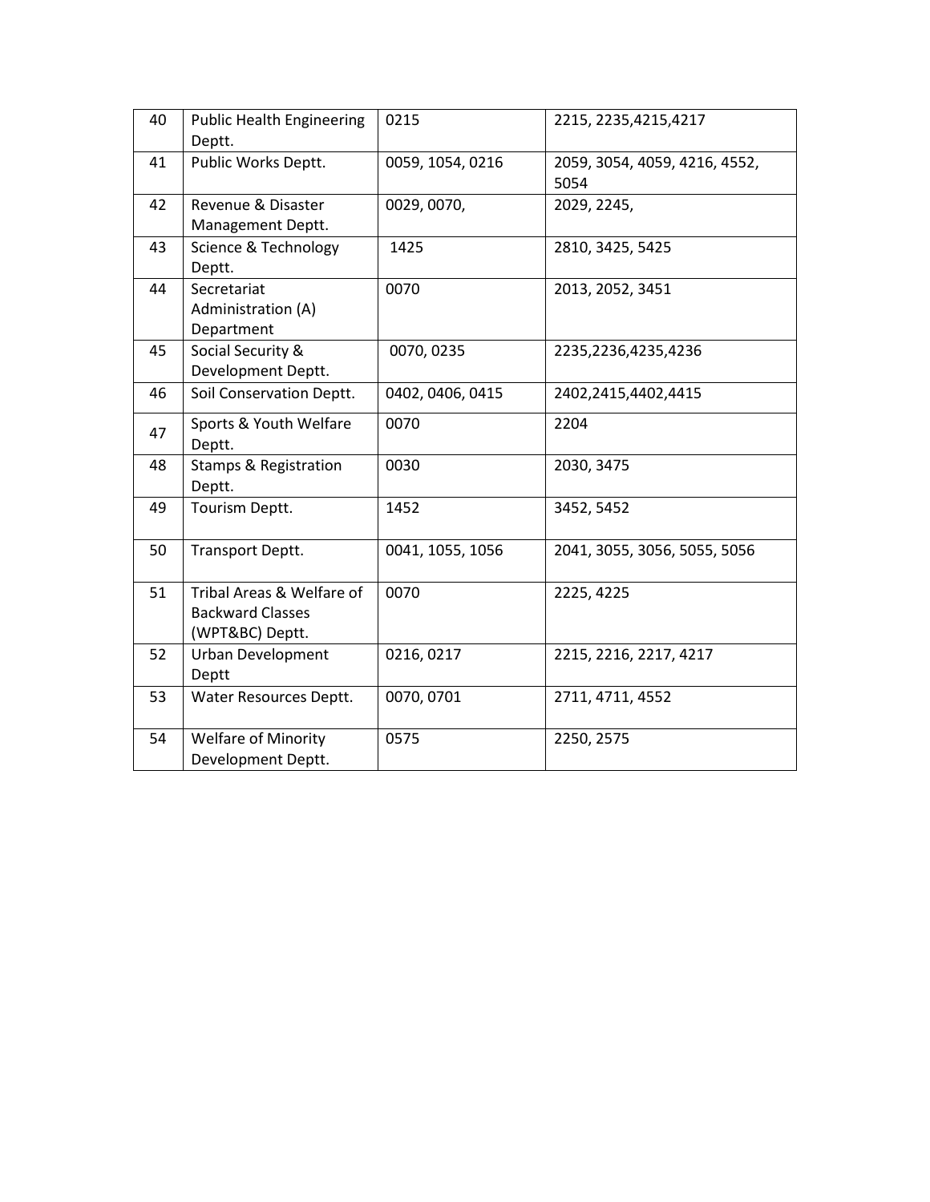| | | | |
|---|---|---|---|
| 40 | Public Health Engineering Deptt. | 0215 | 2215, 2235,4215,4217 |
| 41 | Public Works Deptt. | 0059, 1054, 0216 | 2059, 3054, 4059, 4216, 4552, 5054 |
| 42 | Revenue & Disaster Management Deptt. | 0029, 0070, | 2029, 2245, |
| 43 | Science & Technology Deptt. | 1425 | 2810, 3425, 5425 |
| 44 | Secretariat Administration (A) Department | 0070 | 2013, 2052, 3451 |
| 45 | Social Security & Development Deptt. | 0070, 0235 | 2235,2236,4235,4236 |
| 46 | Soil Conservation Deptt. | 0402, 0406, 0415 | 2402,2415,4402,4415 |
| 47 | Sports & Youth Welfare Deptt. | 0070 | 2204 |
| 48 | Stamps & Registration Deptt. | 0030 | 2030, 3475 |
| 49 | Tourism Deptt. | 1452 | 3452, 5452 |
| 50 | Transport Deptt. | 0041, 1055, 1056 | 2041, 3055, 3056, 5055, 5056 |
| 51 | Tribal Areas & Welfare of Backward Classes (WPT&BC) Deptt. | 0070 | 2225, 4225 |
| 52 | Urban Development Deptt | 0216, 0217 | 2215, 2216, 2217, 4217 |
| 53 | Water Resources Deptt. | 0070, 0701 | 2711, 4711, 4552 |
| 54 | Welfare of Minority Development Deptt. | 0575 | 2250, 2575 |